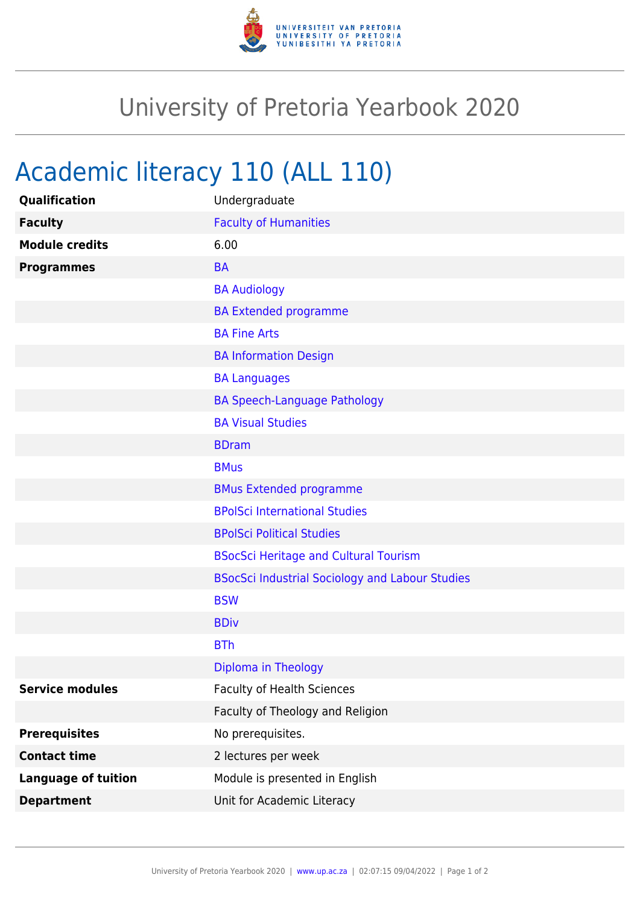# University of Pretoria Yearbook 2020

## Academic literacy 110 (ALL 110)

| | |
|---|---|
| **Qualification** | Undergraduate |
| **Faculty** | Faculty of Humanities |
| **Module credits** | 6.00 |
| **Programmes** | BA |
| | BA Audiology |
| | BA Extended programme |
| | BA Fine Arts |
| | BA Information Design |
| | BA Languages |
| | BA Speech-Language Pathology |
| | BA Visual Studies |
| | BDram |
| | BMus |
| | BMus Extended programme |
| | BPolSci International Studies |
| | BPolSci Political Studies |
| | BSocSci Heritage and Cultural Tourism |
| | BSocSci Industrial Sociology and Labour Studies |
| | BSW |
| | BDiv |
| | BTh |
| | Diploma in Theology |
| **Service modules** | Faculty of Health Sciences |
| | Faculty of Theology and Religion |
| **Prerequisites** | No prerequisites. |
| **Contact time** | 2 lectures per week |
| **Language of tuition** | Module is presented in English |
| **Department** | Unit for Academic Literacy |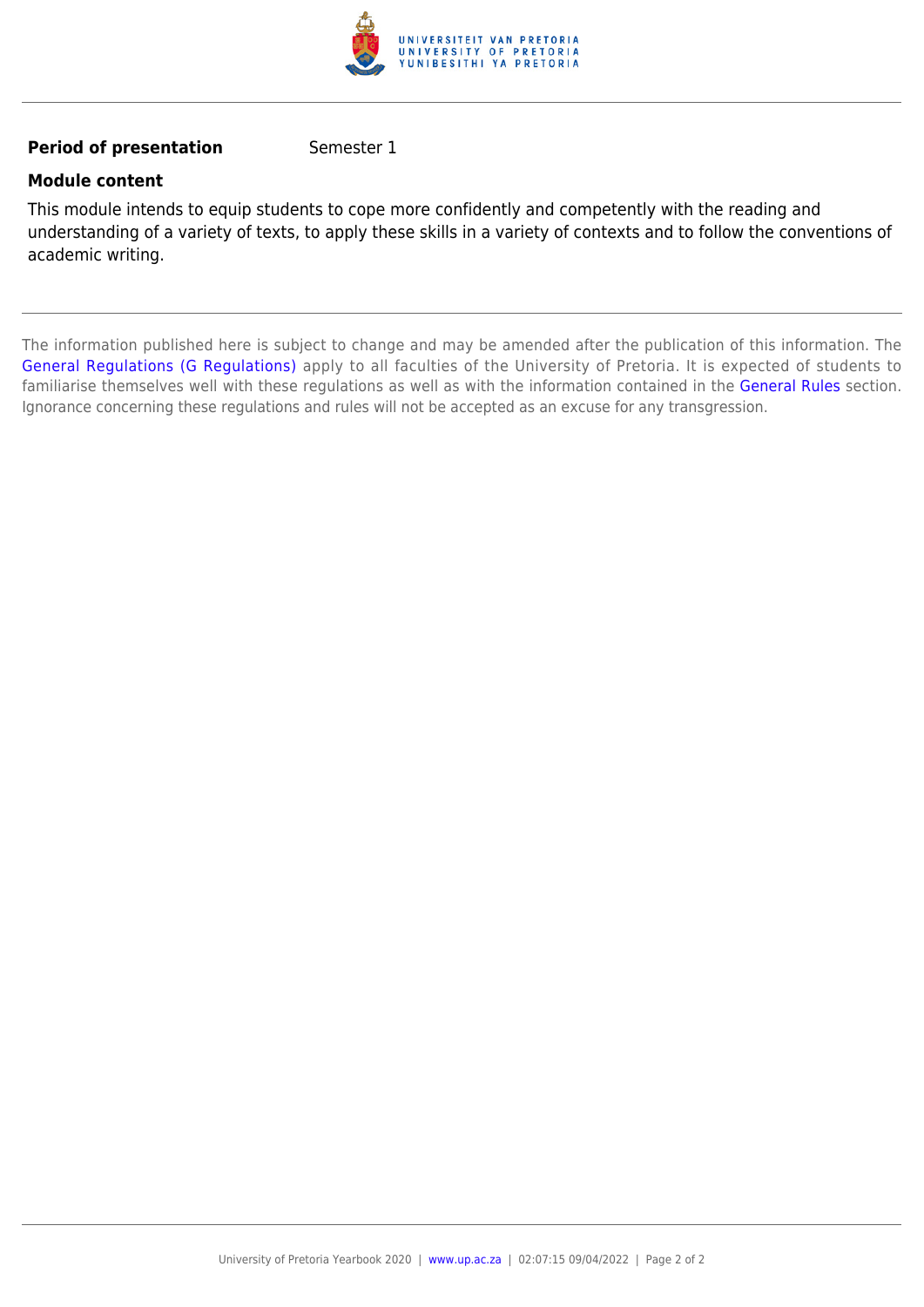**Period of presentation** Semester 1

**Module content**

This module intends to equip students to cope more confidently and competently with the reading and understanding of a variety of texts, to apply these skills in a variety of contexts and to follow the conventions of academic writing.

---

The information published here is subject to change and may be amended after the publication of this information. The General Regulations (G Regulations) apply to all faculties of the University of Pretoria. It is expected of students to familiarise themselves well with these regulations as well as with the information contained in the General Rules section. Ignorance concerning these regulations and rules will not be accepted as an excuse for any transgression.